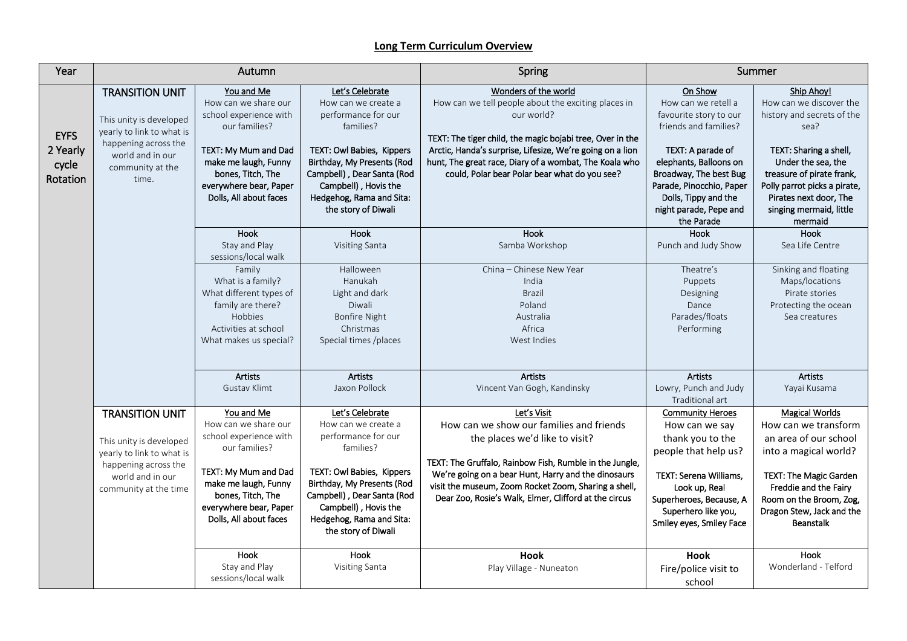# Long Term Curriculum Overview

| Year | Autumn | | | Spring | Summer | |
|---|---|---|---|---|---|---|
| EYFS 2 Yearly cycle Rotation | **TRANSITION UNIT**<br><br>This unity is developed yearly to link to what is happening across the world and in our community at the time. | <u>You and Me</u><br>How can we share our school experience with our families?<br><br>**TEXT: My Mum and Dad make me laugh, Funny bones, Titch, The everywhere bear, Paper Dolls, All about faces** | <u>Let's Celebrate</u><br>How can we create a performance for our families?<br><br>**TEXT: Owl Babies, Kippers Birthday, My Presents (Rod Campbell) , Dear Santa (Rod Campbell) , Hovis the Hedgehog, Rama and Sita: the story of Diwali** | <u>Wonders of the world</u><br>How can we tell people about the exciting places in our world?<br><br>**TEXT: The tiger child, the magic bojabi tree, Over in the Arctic, Handa's surprise, Lifesize, We're going on a lion hunt, The great race, Diary of a wombat, The Koala who could, Polar bear Polar bear what do you see?** | <u>On Show</u><br>How can we retell a favourite story to our friends and families?<br><br>**TEXT: A parade of elephants, Balloons on Broadway, The best Bug Parade, Pinocchio, Paper Dolls, Tippy and the night parade, Pepe and the Parade** | <u>Ship Ahoy!</u><br>How can we discover the history and secrets of the sea?<br><br>**TEXT: Sharing a shell, Under the sea, the treasure of pirate frank, Polly parrot picks a pirate, Pirates next door, The singing mermaid, little mermaid** |
| | | **Hook**<br>Stay and Play sessions/local walk | **Hook**<br>Visiting Santa | **Hook**<br>Samba Workshop | **Hook**<br>Punch and Judy Show | **Hook**<br>Sea Life Centre |
| | | Family<br>What is a family?<br>What different types of family are there?<br>Hobbies<br>Activities at school<br>What makes us special? | Halloween<br>Hanukah<br>Light and dark<br>Diwali<br>Bonfire Night<br>Christmas<br>Special times /places | China – Chinese New Year<br>India<br>Brazil<br>Poland<br>Australia<br>Africa<br>West Indies | Theatre's<br>Puppets<br>Designing<br>Dance<br>Parades/floats<br>Performing | Sinking and floating<br>Maps/locations<br>Pirate stories<br>Protecting the ocean<br>Sea creatures |
| | | **Artists**<br>Gustav Klimt | **Artists**<br>Jaxon Pollock | **Artists**<br>Vincent Van Gogh, Kandinsky | **Artists**<br>Lowry, Punch and Judy Traditional art | **Artists**<br>Yayai Kusama |
| | **TRANSITION UNIT**<br><br>This unity is developed yearly to link to what is happening across the world and in our community at the time | <u>You and Me</u><br>How can we share our school experience with our families?<br><br>**TEXT: My Mum and Dad make me laugh, Funny bones, Titch, The everywhere bear, Paper Dolls, All about faces** | <u>Let's Celebrate</u><br>How can we create a performance for our families?<br><br>**TEXT: Owl Babies, Kippers Birthday, My Presents (Rod Campbell) , Dear Santa (Rod Campbell) , Hovis the Hedgehog, Rama and Sita: the story of Diwali** | <u>Let's Visit</u><br>How can we show our families and friends the places we'd like to visit?<br><br>**TEXT: The Gruffalo, Rainbow Fish, Rumble in the Jungle, We're going on a bear Hunt, Harry and the dinosaurs visit the museum, Zoom Rocket Zoom, Sharing a shell, Dear Zoo, Rosie's Walk, Elmer, Clifford at the circus** | <u>Community Heroes</u><br>How can we say thank you to the people that help us?<br><br>**TEXT: Serena Williams, Look up, Real Superheroes, Because, A Superhero like you, Smiley eyes, Smiley Face** | <u>Magical Worlds</u><br>How can we transform an area of our school into a magical world?<br><br>**TEXT: The Magic Garden Freddie and the Fairy Room on the Broom, Zog, Dragon Stew, Jack and the Beanstalk** |
| | | **Hook**<br>Stay and Play sessions/local walk | **Hook**<br>Visiting Santa | **Hook**<br>Play Village - Nuneaton | **Hook**<br>Fire/police visit to school | **Hook**<br>Wonderland - Telford |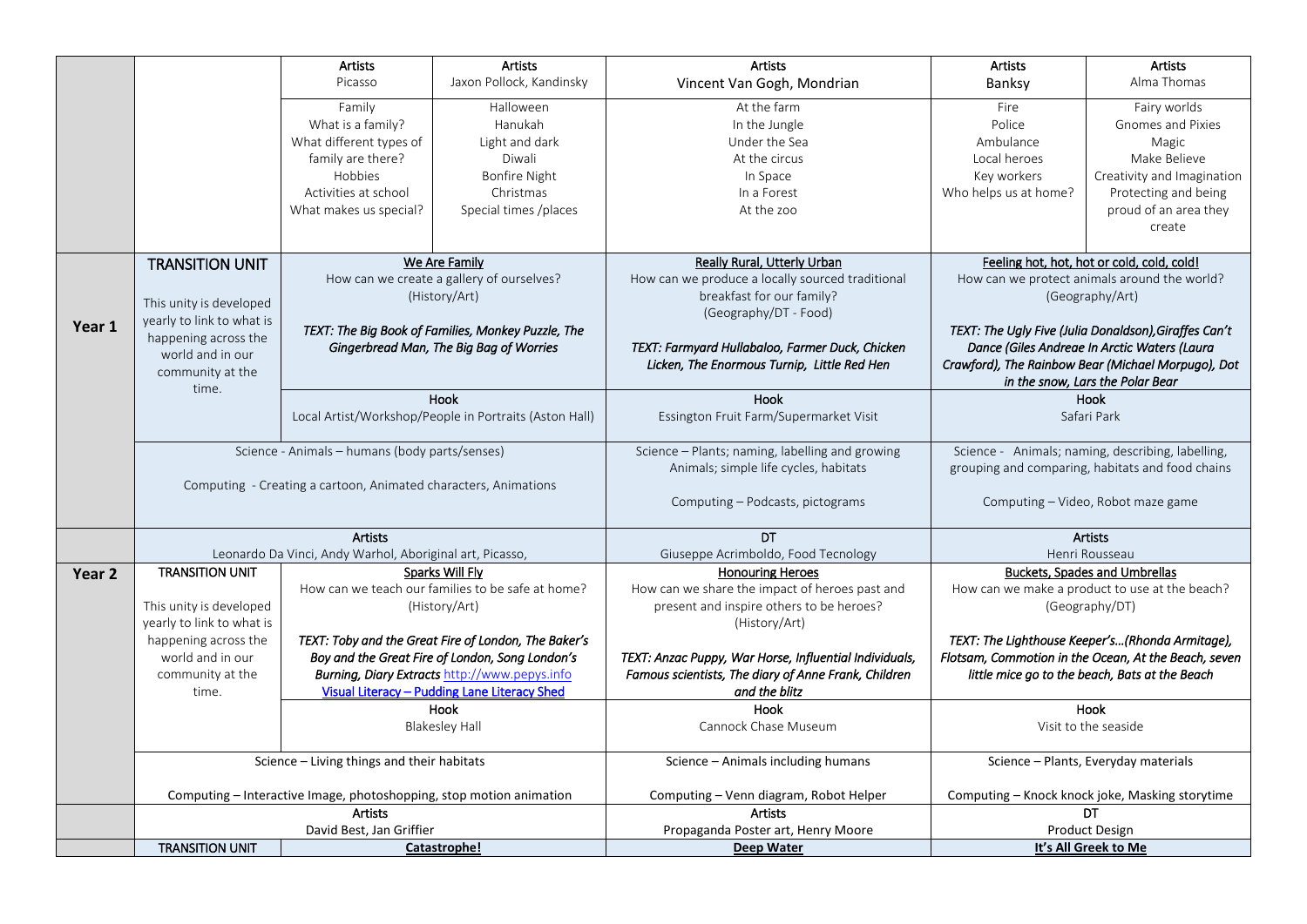| | | | | | | |
|---|---|---|---|---|---|---|
| | | **Artists**<br>Picasso | **Artists**<br>Jaxon Pollock, Kandinsky | **Artists**<br>Vincent Van Gogh, Mondrian | **Artists**<br>Banksy | **Artists**<br>Alma Thomas |
| | | Family<br>What is a family?<br>What different types of family are there?<br>Hobbies<br>Activities at school<br>What makes us special? | Halloween<br>Hanukah<br>Light and dark<br>Diwali<br>Bonfire Night<br>Christmas<br>Special times /places | At the farm<br>In the Jungle<br>Under the Sea<br>At the circus<br>In Space<br>In a Forest<br>At the zoo | Fire<br>Police<br>Ambulance<br>Local heroes<br>Key workers<br>Who helps us at home? | Fairy worlds<br>Gnomes and Pixies<br>Magic<br>Make Believe<br>Creativity and Imagination<br>Protecting and being proud of an area they create |
| **Year 1** | **TRANSITION UNIT**<br><br>This unity is developed yearly to link to what is happening across the world and in our community at the time. | **We Are Family**<br>How can we create a gallery of ourselves?<br>(History/Art)<br><br>*TEXT: The Big Book of Families, Monkey Puzzle, The Gingerbread Man, The Big Bag of Worries* | | **Really Rural, Utterly Urban**<br>How can we produce a locally sourced traditional breakfast for our family?<br>(Geography/DT - Food)<br><br>*TEXT: Farmyard Hullabaloo, Farmer Duck, Chicken Licken, The Enormous Turnip, Little Red Hen* | **Feeling hot, hot, hot or cold, cold, cold!**<br>How can we protect animals around the world?<br>(Geography/Art)<br><br>*TEXT: The Ugly Five (Julia Donaldson), Giraffes Can't Dance (Giles Andreae In Arctic Waters (Laura Crawford), The Rainbow Bear (Michael Morpugo), Dot in the snow, Lars the Polar Bear* | |
| | | Hook<br>Local Artist/Workshop/People in Portraits (Aston Hall) | | Hook<br>Essington Fruit Farm/Supermarket Visit | Hook<br>Safari Park | |
| | Science - Animals – humans (body parts/senses)<br><br>Computing - Creating a cartoon, Animated characters, Animations | | | Science – Plants; naming, labelling and growing Animals; simple life cycles, habitats<br><br>Computing – Podcasts, pictograms | Science - Animals; naming, describing, labelling, grouping and comparing, habitats and food chains<br><br>Computing – Video, Robot maze game | |
| | **Artists**<br>Leonardo Da Vinci, Andy Warhol, Aboriginal art, Picasso, | | | **DT**<br>Giuseppe Acrimboldo, Food Tecnology | **Artists**<br>Henri Rousseau | |
| **Year 2** | **TRANSITION UNIT**<br><br>This unity is developed yearly to link to what is happening across the world and in our community at the time. | **Sparks Will Fly**<br>How can we teach our families to be safe at home?<br>(History/Art)<br><br>*TEXT: Toby and the Great Fire of London, The Baker's Boy and the Great Fire of London, Song London's Burning, Diary Extracts* http://www.pepys.info<br>Visual Literacy – Pudding Lane Literacy Shed | | **Honouring Heroes**<br>How can we share the impact of heroes past and present and inspire others to be heroes?<br>(History/Art)<br><br>*TEXT: Anzac Puppy, War Horse, Influential Individuals, Famous scientists, The diary of Anne Frank, Children and the blitz* | **Buckets, Spades and Umbrellas**<br>How can we make a product to use at the beach?<br>(Geography/DT)<br><br>*TEXT: The Lighthouse Keeper's…(Rhonda Armitage), Flotsam, Commotion in the Ocean, At the Beach, seven little mice go to the beach, Bats at the Beach* | |
| | | Hook<br>Blakesley Hall | | Hook<br>Cannock Chase Museum | Hook<br>Visit to the seaside | |
| | Science – Living things and their habitats<br><br>Computing – Interactive Image, photoshopping, stop motion animation | | | Science – Animals including humans<br><br>Computing – Venn diagram, Robot Helper | Science – Plants, Everyday materials<br><br>Computing – Knock knock joke, Masking storytime | |
| | **Artists**<br>David Best, Jan Griffier | | | **Artists**<br>Propaganda Poster art, Henry Moore | **DT**<br>Product Design | |
| | **TRANSITION UNIT** | **Catastrophe!** | | **Deep Water** | **It's All Greek to Me** | |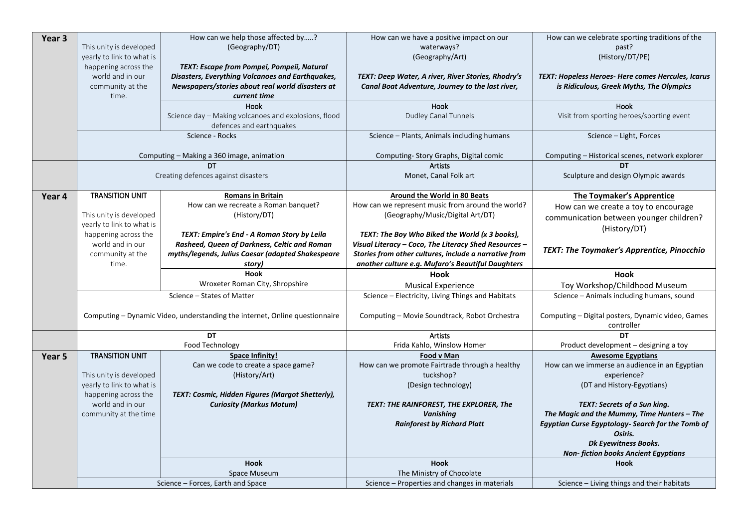| | | | | |
|---|---|---|---|---|
| **Year 3** | This unity is developed yearly to link to what is happening across the world and in our community at the time. | How can we help those affected by…..? (Geography/DT)<br><br>***TEXT: Escape from Pompei, Pompeii, Natural Disasters, Everything Volcanoes and Earthquakes, Newspapers/stories about real world disasters at current time*** | How can we have a positive impact on our waterways? (Geography/Art)<br><br>***TEXT: Deep Water, A river, River Stories, Rhodry's Canal Boat Adventure, Journey to the last river,*** | How can we celebrate sporting traditions of the past? (History/DT/PE)<br><br>***TEXT: Hopeless Heroes- Here comes Hercules, Icarus is Ridiculous, Greek Myths, The Olympics*** |
| | | **Hook**<br>Science day – Making volcanoes and explosions, flood defences and earthquakes | **Hook**<br>Dudley Canal Tunnels | **Hook**<br>Visit from sporting heroes/sporting event |
| | Science - Rocks<br><br>Computing – Making a 360 image, animation | | Science – Plants, Animals including humans<br><br>Computing- Story Graphs, Digital comic | Science – Light, Forces<br><br>Computing – Historical scenes, network explorer |
| | **DT**<br>Creating defences against disasters | | **Artists**<br>Monet, Canal Folk art | **DT**<br>Sculpture and design Olympic awards |
| **Year 4** | **TRANSITION UNIT**<br><br>This unity is developed yearly to link to what is happening across the world and in our community at the time. | **Romans in Britain**<br>How can we recreate a Roman banquet? (History/DT)<br><br>***TEXT: Empire's End - A Roman Story by Leila Rasheed, Queen of Darkness, Celtic and Roman myths/legends, Julius Caesar (adapted Shakespeare story)*** | **Around the World in 80 Beats**<br>How can we represent music from around the world? (Geography/Music/Digital Art/DT)<br><br>***TEXT: The Boy Who Biked the World (x 3 books), Visual Literacy – Coco, The Literacy Shed Resources – Stories from other cultures, include a narrative from another culture e.g. Mufaro's Beautiful Daughters*** | **The Toymaker's Apprentice**<br>How can we create a toy to encourage communication between younger children? (History/DT)<br><br>***TEXT: The Toymaker's Apprentice, Pinocchio*** |
| | | **Hook**<br>Wroxeter Roman City, Shropshire | **Hook**<br>Musical Experience | **Hook**<br>Toy Workshop/Childhood Museum |
| | Science – States of Matter<br><br>Computing – Dynamic Video, understanding the internet, Online questionnaire | | Science – Electricity, Living Things and Habitats<br><br>Computing – Movie Soundtrack, Robot Orchestra | Science – Animals including humans, sound<br><br>Computing – Digital posters, Dynamic video, Games controller |
| | **DT**<br>Food Technology | | **Artists**<br>Frida Kahlo, Winslow Homer | **DT**<br>Product development – designing a toy |
| **Year 5** | **TRANSITION UNIT**<br><br>This unity is developed yearly to link to what is happening across the world and in our community at the time | **Space Infinity!**<br>Can we code to create a space game? (History/Art)<br><br>***TEXT: Cosmic, Hidden Figures (Margot Shetterly), Curiosity (Markus Motum)*** | **Food v Man**<br>How can we promote Fairtrade through a healthy tuckshop? (Design technology)<br><br>***TEXT: THE RAINFOREST, THE EXPLORER, The Vanishing Rainforest by Richard Platt*** | **Awesome Egyptians**<br>How can we immerse an audience in an Egyptian experience? (DT and History-Egyptians)<br><br>***TEXT: Secrets of a Sun king. The Magic and the Mummy, Time Hunters – The Egyptian Curse Egyptology- Search for the Tomb of Osiris. Dk Eyewitness Books. Non- fiction books Ancient Egyptians*** |
| | | **Hook**<br>Space Museum | **Hook**<br>The Ministry of Chocolate | **Hook** |
| | Science – Forces, Earth and Space | | Science – Properties and changes in materials | Science – Living things and their habitats |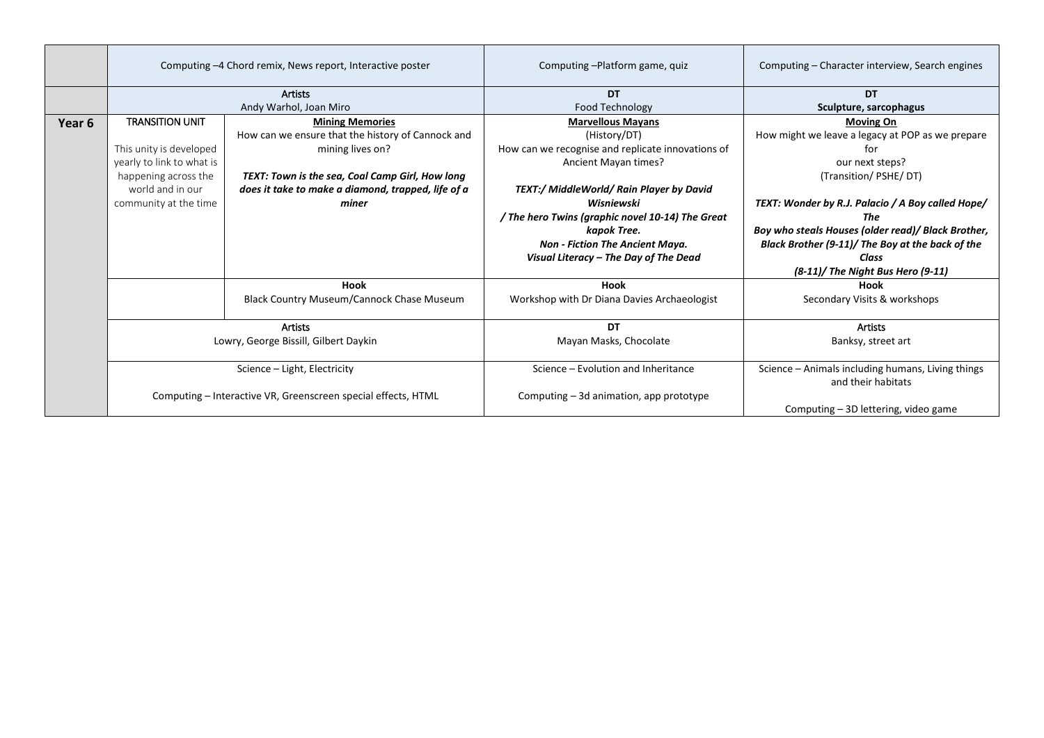| | | | | |
|---|---|---|---|---|
| | Computing –4 Chord remix, News report, Interactive poster | | Computing –Platform game, quiz | Computing – Character interview, Search engines |
| | Artists<br>Andy Warhol, Joan Miro | | **DT**<br>Food Technology | **DT**<br>**Sculpture, sarcophagus** |
| **Year 6** | **TRANSITION UNIT**<br><br>This unity is developed yearly to link to what is happening across the world and in our community at the time | **Mining Memories**<br>How can we ensure that the history of Cannock and mining lives on?<br><br>***TEXT: Town is the sea, Coal Camp Girl, How long does it take to make a diamond, trapped, life of a miner*** | **Marvellous Mayans**<br>(History/DT)<br>How can we recognise and replicate innovations of Ancient Mayan times?<br><br>***TEXT:/ MiddleWorld/ Rain Player by David Wisniewski / The hero Twins (graphic novel 10-14) The Great kapok Tree.***<br>***Non - Fiction The Ancient Maya.***<br>***Visual Literacy – The Day of The Dead*** | **Moving On**<br>How might we leave a legacy at POP as we prepare for our next steps?<br>(Transition/ PSHE/ DT)<br><br>***TEXT: Wonder by R.J. Palacio / A Boy called Hope/ The Boy who steals Houses (older read)/ Black Brother, Black Brother (9-11)/ The Boy at the back of the Class (8-11)/ The Night Bus Hero (9-11)*** |
| | | **Hook**<br>Black Country Museum/Cannock Chase Museum | **Hook**<br>Workshop with Dr Diana Davies Archaeologist | **Hook**<br>Secondary Visits & workshops |
| | Artists<br>Lowry, George Bissill, Gilbert Daykin | | **DT**<br>Mayan Masks, Chocolate | Artists<br>Banksy, street art |
| | Science – Light, Electricity<br><br>Computing – Interactive VR, Greenscreen special effects, HTML | | Science – Evolution and Inheritance<br><br>Computing – 3d animation, app prototype | Science – Animals including humans, Living things and their habitats<br><br>Computing – 3D lettering, video game |